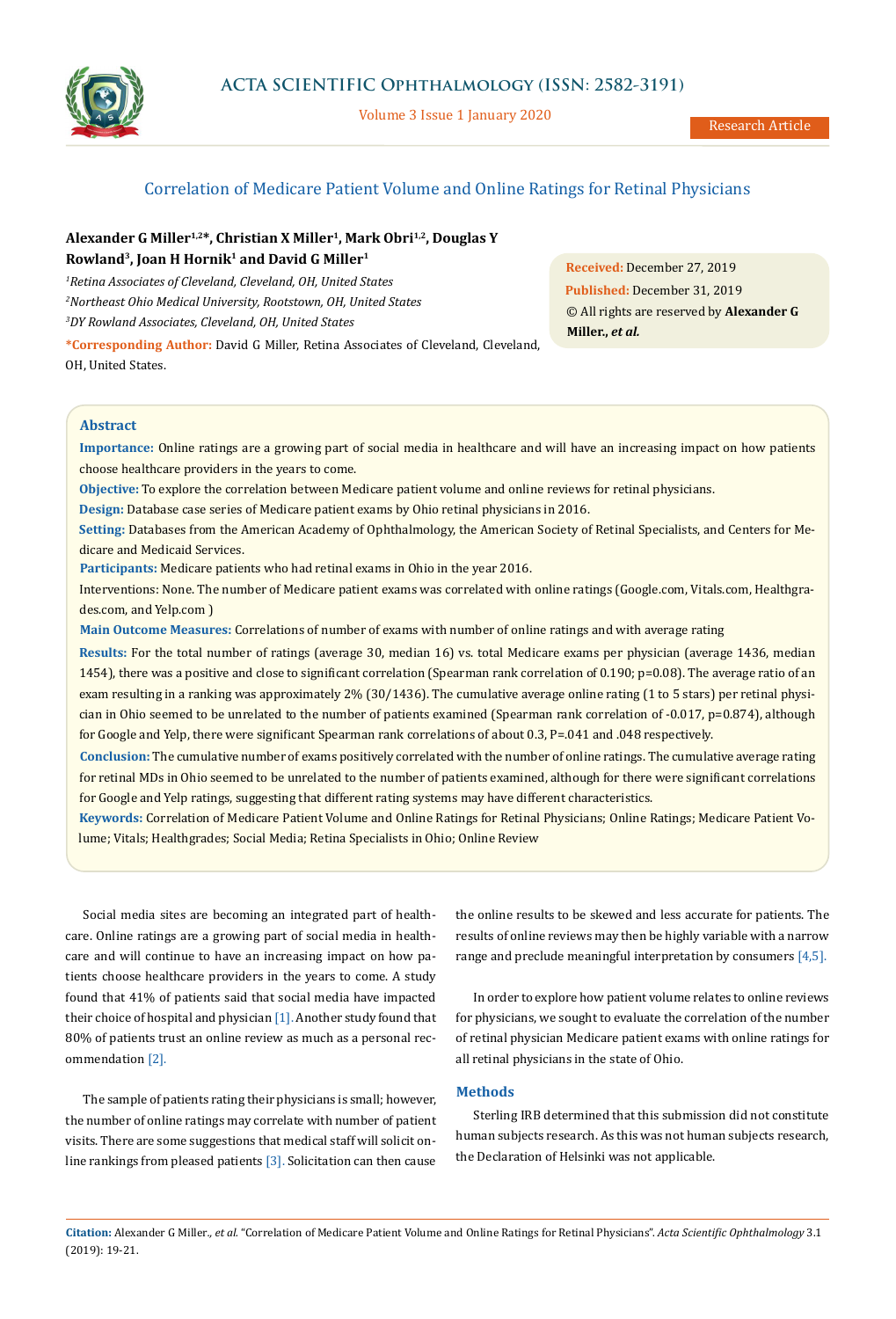# Correlation of Medicare Patient Volume and Online Ratings for Retinal Physicians

**Alexander G Miller[1,2]\*, Christian X Miller[1], Mark Obri[1,2], Douglas Y Rowland[3], Joan H Hornik[1] and David G Miller[1]**

[1]*Retina Associates of Cleveland, Cleveland, OH, United States*

[2]*Northeast Ohio Medical University, Rootstown, OH, United States*

[3]*DY Rowland Associates, Cleveland, OH, United States*

**\*Corresponding Author:** David G Miller, Retina Associates of Cleveland, Cleveland, OH, United States.

**Received:** December 27, 2019

**Published:** December 31, 2019

© All rights are reserved by **Alexander G Miller., *et al.***

## Abstract

**Importance:** Online ratings are a growing part of social media in healthcare and will have an increasing impact on how patients choose healthcare providers in the years to come.

**Objective:** To explore the correlation between Medicare patient volume and online reviews for retinal physicians.

**Design:** Database case series of Medicare patient exams by Ohio retinal physicians in 2016.

**Setting:** Databases from the American Academy of Ophthalmology, the American Society of Retinal Specialists, and Centers for Medicare and Medicaid Services.

**Participants:** Medicare patients who had retinal exams in Ohio in the year 2016.

Interventions: None. The number of Medicare patient exams was correlated with online ratings (Google.com, Vitals.com, Healthgrades.com, and Yelp.com )

**Main Outcome Measures:** Correlations of number of exams with number of online ratings and with average rating

**Results:** For the total number of ratings (average 30, median 16) vs. total Medicare exams per physician (average 1436, median 1454), there was a positive and close to significant correlation (Spearman rank correlation of 0.190; p=0.08). The average ratio of an exam resulting in a ranking was approximately 2% (30/1436). The cumulative average online rating (1 to 5 stars) per retinal physician in Ohio seemed to be unrelated to the number of patients examined (Spearman rank correlation of -0.017, p=0.874), although for Google and Yelp, there were significant Spearman rank correlations of about 0.3, P=.041 and .048 respectively.

**Conclusion:** The cumulative number of exams positively correlated with the number of online ratings. The cumulative average rating for retinal MDs in Ohio seemed to be unrelated to the number of patients examined, although for there were significant correlations for Google and Yelp ratings, suggesting that different rating systems may have different characteristics.

**Keywords:** Correlation of Medicare Patient Volume and Online Ratings for Retinal Physicians; Online Ratings; Medicare Patient Volume; Vitals; Healthgrades; Social Media; Retina Specialists in Ohio; Online Review

Social media sites are becoming an integrated part of healthcare. Online ratings are a growing part of social media in healthcare and will continue to have an increasing impact on how patients choose healthcare providers in the years to come. A study found that 41% of patients said that social media have impacted their choice of hospital and physician [1]. Another study found that 80% of patients trust an online review as much as a personal recommendation [2].

The sample of patients rating their physicians is small; however, the number of online ratings may correlate with number of patient visits. There are some suggestions that medical staff will solicit online rankings from pleased patients [3]. Solicitation can then cause the online results to be skewed and less accurate for patients. The results of online reviews may then be highly variable with a narrow range and preclude meaningful interpretation by consumers [4,5].

In order to explore how patient volume relates to online reviews for physicians, we sought to evaluate the correlation of the number of retinal physician Medicare patient exams with online ratings for all retinal physicians in the state of Ohio.

## Methods

Sterling IRB determined that this submission did not constitute human subjects research. As this was not human subjects research, the Declaration of Helsinki was not applicable.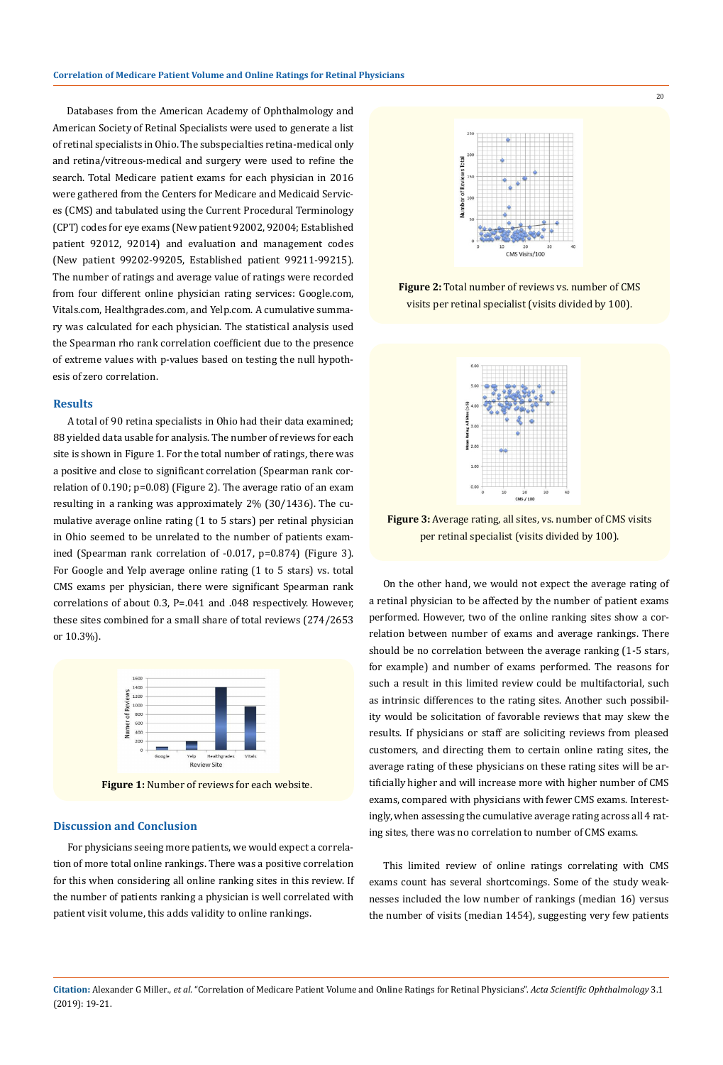Databases from the American Academy of Ophthalmology and American Society of Retinal Specialists were used to generate a list of retinal specialists in Ohio. The subspecialties retina-medical only and retina/vitreous-medical and surgery were used to refine the search. Total Medicare patient exams for each physician in 2016 were gathered from the Centers for Medicare and Medicaid Services (CMS) and tabulated using the Current Procedural Terminology (CPT) codes for eye exams (New patient 92002, 92004; Established patient 92012, 92014) and evaluation and management codes (New patient 99202-99205, Established patient 99211-99215). The number of ratings and average value of ratings were recorded from four different online physician rating services: Google.com, Vitals.com, Healthgrades.com, and Yelp.com. A cumulative summary was calculated for each physician. The statistical analysis used the Spearman rho rank correlation coefficient due to the presence of extreme values with p-values based on testing the null hypothesis of zero correlation.

## Results

A total of 90 retina specialists in Ohio had their data examined; 88 yielded data usable for analysis. The number of reviews for each site is shown in Figure 1. For the total number of ratings, there was a positive and close to significant correlation (Spearman rank correlation of 0.190; p=0.08) (Figure 2). The average ratio of an exam resulting in a ranking was approximately 2% (30/1436). The cumulative average online rating (1 to 5 stars) per retinal physician in Ohio seemed to be unrelated to the number of patients examined (Spearman rank correlation of -0.017, p=0.874) (Figure 3). For Google and Yelp average online rating (1 to 5 stars) vs. total CMS exams per physician, there were significant Spearman rank correlations of about 0.3, P=.041 and .048 respectively. However, these sites combined for a small share of total reviews (274/2653 or 10.3%).

**Figure 1:** Number of reviews for each website.

**Figure 2:** Total number of reviews vs. number of CMS visits per retinal specialist (visits divided by 100).

**Figure 3:** Average rating, all sites, vs. number of CMS visits per retinal specialist (visits divided by 100).

## Discussion and Conclusion

For physicians seeing more patients, we would expect a correlation of more total online rankings. There was a positive correlation for this when considering all online ranking sites in this review. If the number of patients ranking a physician is well correlated with patient visit volume, this adds validity to online rankings.

On the other hand, we would not expect the average rating of a retinal physician to be affected by the number of patient exams performed. However, two of the online ranking sites show a correlation between number of exams and average rankings. There should be no correlation between the average ranking (1-5 stars, for example) and number of exams performed. The reasons for such a result in this limited review could be multifactorial, such as intrinsic differences to the rating sites. Another such possibility would be solicitation of favorable reviews that may skew the results. If physicians or staff are soliciting reviews from pleased customers, and directing them to certain online rating sites, the average rating of these physicians on these rating sites will be artificially higher and will increase more with higher number of CMS exams, compared with physicians with fewer CMS exams. Interestingly, when assessing the cumulative average rating across all 4 rating sites, there was no correlation to number of CMS exams.

This limited review of online ratings correlating with CMS exams count has several shortcomings. Some of the study weaknesses included the low number of rankings (median 16) versus the number of visits (median 1454), suggesting very few patients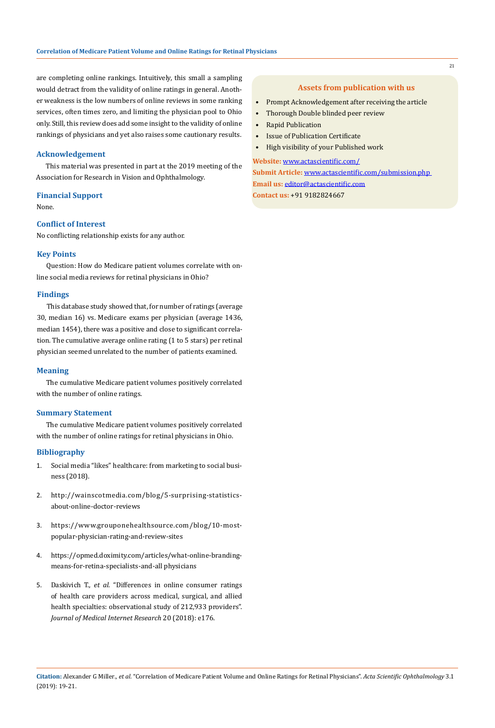are completing online rankings. Intuitively, this small a sampling would detract from the validity of online ratings in general. Another weakness is the low numbers of online reviews in some ranking services, often times zero, and limiting the physician pool to Ohio only. Still, this review does add some insight to the validity of online rankings of physicians and yet also raises some cautionary results.

## Acknowledgement

This material was presented in part at the 2019 meeting of the Association for Research in Vision and Ophthalmology.

## Financial Support

None.

## Conflict of Interest

No conflicting relationship exists for any author.

## Key Points

Question: How do Medicare patient volumes correlate with online social media reviews for retinal physicians in Ohio?

## Findings

This database study showed that, for number of ratings (average 30, median 16) vs. Medicare exams per physician (average 1436, median 1454), there was a positive and close to significant correlation. The cumulative average online rating (1 to 5 stars) per retinal physician seemed unrelated to the number of patients examined.

## Meaning

The cumulative Medicare patient volumes positively correlated with the number of online ratings.

## Summary Statement

The cumulative Medicare patient volumes positively correlated with the number of online ratings for retinal physicians in Ohio.

## Bibliography

1. Social media "likes" healthcare: from marketing to social business (2018).
2. http://wainscotmedia.com/blog/5-surprising-statistics-about-online-doctor-reviews
3. https://www.grouponehealthsource.com/blog/10-most-popular-physician-rating-and-review-sites
4. https://opmed.doximity.com/articles/what-online-branding-means-for-retina-specialists-and-all physicians
5. Daskivich T., *et al*. "Differences in online consumer ratings of health care providers across medical, surgical, and allied health specialties: observational study of 212,933 providers". *Journal of Medical Internet Research* 20 (2018): e176.

**Assets from publication with us**

- Prompt Acknowledgement after receiving the article
- Thorough Double blinded peer review
- Rapid Publication
- Issue of Publication Certificate
- High visibility of your Published work

**Website:** www.actascientific.com/
**Submit Article:** www.actascientific.com/submission.php
**Email us:** editor@actascientific.com
**Contact us:** +91 9182824667